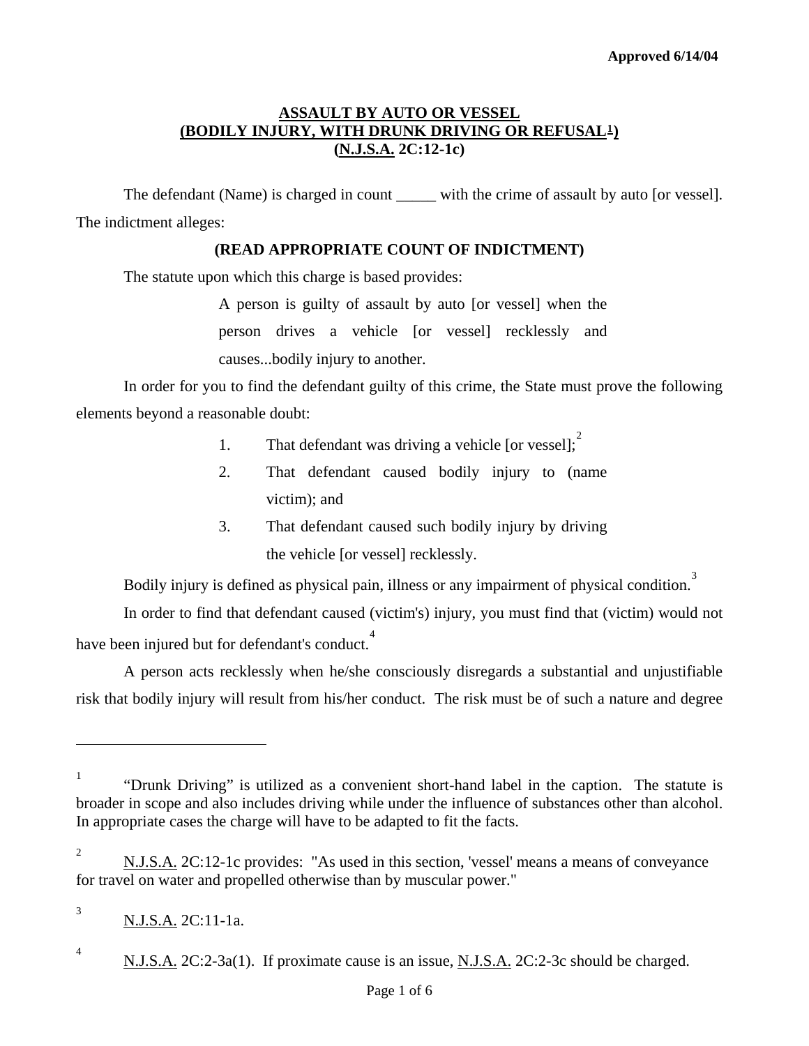**Approved 6/14/04**

# ASSAULT BY AUTO OR VESSEL (BODILY INJURY, WITH DRUNK DRIVING OR REFUSAL[1]) (N.J.S.A. 2C:12-1c)

The defendant (Name) is charged in count _____ with the crime of assault by auto [or vessel]. The indictment alleges:

**(READ APPROPRIATE COUNT OF INDICTMENT)**

The statute upon which this charge is based provides:

> A person is guilty of assault by auto [or vessel] when the person drives a vehicle [or vessel] recklessly and causes...bodily injury to another.

In order for you to find the defendant guilty of this crime, the State must prove the following elements beyond a reasonable doubt:

1. That defendant was driving a vehicle [or vessel];[2]
2. That defendant caused bodily injury to (name victim); and
3. That defendant caused such bodily injury by driving the vehicle [or vessel] recklessly.

Bodily injury is defined as physical pain, illness or any impairment of physical condition.[3]

In order to find that defendant caused (victim's) injury, you must find that (victim) would not have been injured but for defendant's conduct.[4]

A person acts recklessly when he/she consciously disregards a substantial and unjustifiable risk that bodily injury will result from his/her conduct. The risk must be of such a nature and degree

---

[1] "Drunk Driving" is utilized as a convenient short-hand label in the caption. The statute is broader in scope and also includes driving while under the influence of substances other than alcohol. In appropriate cases the charge will have to be adapted to fit the facts.

[2] N.J.S.A. 2C:12-1c provides: "As used in this section, 'vessel' means a means of conveyance for travel on water and propelled otherwise than by muscular power."

[3] N.J.S.A. 2C:11-1a.

[4] N.J.S.A. 2C:2-3a(1). If proximate cause is an issue, N.J.S.A. 2C:2-3c should be charged.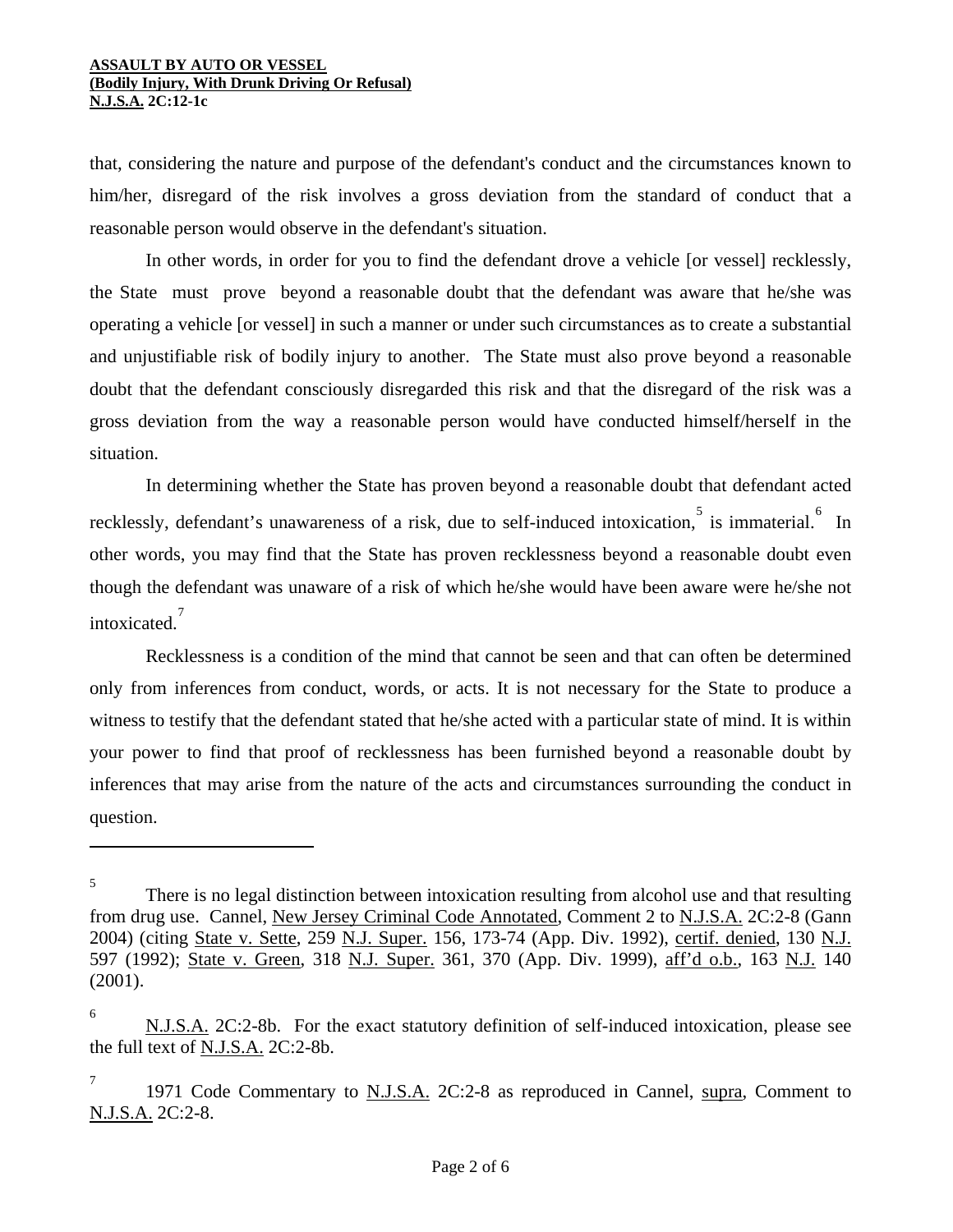that, considering the nature and purpose of the defendant's conduct and the circumstances known to him/her, disregard of the risk involves a gross deviation from the standard of conduct that a reasonable person would observe in the defendant's situation.

In other words, in order for you to find the defendant drove a vehicle [or vessel] recklessly, the State must prove beyond a reasonable doubt that the defendant was aware that he/she was operating a vehicle [or vessel] in such a manner or under such circumstances as to create a substantial and unjustifiable risk of bodily injury to another. The State must also prove beyond a reasonable doubt that the defendant consciously disregarded this risk and that the disregard of the risk was a gross deviation from the way a reasonable person would have conducted himself/herself in the situation.

In determining whether the State has proven beyond a reasonable doubt that defendant acted recklessly, defendant's unawareness of a risk, due to self-induced intoxication,[5] is immaterial.[6] In other words, you may find that the State has proven recklessness beyond a reasonable doubt even though the defendant was unaware of a risk of which he/she would have been aware were he/she not intoxicated.[7]

Recklessness is a condition of the mind that cannot be seen and that can often be determined only from inferences from conduct, words, or acts. It is not necessary for the State to produce a witness to testify that the defendant stated that he/she acted with a particular state of mind. It is within your power to find that proof of recklessness has been furnished beyond a reasonable doubt by inferences that may arise from the nature of the acts and circumstances surrounding the conduct in question.

---

[5] There is no legal distinction between intoxication resulting from alcohol use and that resulting from drug use. Cannel, New Jersey Criminal Code Annotated, Comment 2 to N.J.S.A. 2C:2-8 (Gann 2004) (citing State v. Sette, 259 N.J. Super. 156, 173-74 (App. Div. 1992), certif. denied, 130 N.J. 597 (1992); State v. Green, 318 N.J. Super. 361, 370 (App. Div. 1999), aff'd o.b., 163 N.J. 140 (2001).

[6] N.J.S.A. 2C:2-8b. For the exact statutory definition of self-induced intoxication, please see the full text of N.J.S.A. 2C:2-8b.

[7] 1971 Code Commentary to N.J.S.A. 2C:2-8 as reproduced in Cannel, supra, Comment to N.J.S.A. 2C:2-8.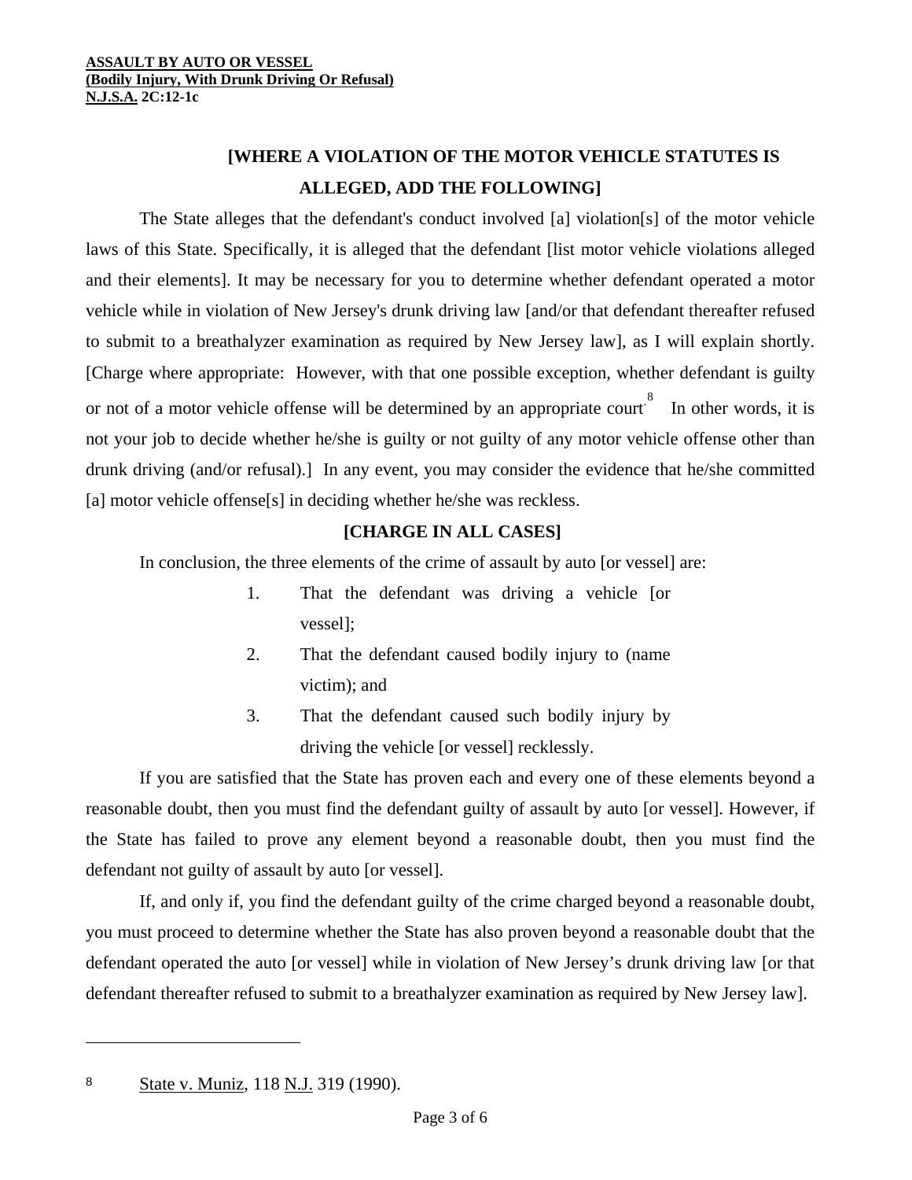**[WHERE A VIOLATION OF THE MOTOR VEHICLE STATUTES IS ALLEGED, ADD THE FOLLOWING]**

The State alleges that the defendant's conduct involved [a] violation[s] of the motor vehicle laws of this State. Specifically, it is alleged that the defendant [list motor vehicle violations alleged and their elements]. It may be necessary for you to determine whether defendant operated a motor vehicle while in violation of New Jersey's drunk driving law [and/or that defendant thereafter refused to submit to a breathalyzer examination as required by New Jersey law], as I will explain shortly. [Charge where appropriate: However, with that one possible exception, whether defendant is guilty or not of a motor vehicle offense will be determined by an appropriate court.[8] In other words, it is not your job to decide whether he/she is guilty or not guilty of any motor vehicle offense other than drunk driving (and/or refusal).] In any event, you may consider the evidence that he/she committed [a] motor vehicle offense[s] in deciding whether he/she was reckless.

**[CHARGE IN ALL CASES]**

In conclusion, the three elements of the crime of assault by auto [or vessel] are:

1. That the defendant was driving a vehicle [or vessel];
2. That the defendant caused bodily injury to (name victim); and
3. That the defendant caused such bodily injury by driving the vehicle [or vessel] recklessly.

If you are satisfied that the State has proven each and every one of these elements beyond a reasonable doubt, then you must find the defendant guilty of assault by auto [or vessel]. However, if the State has failed to prove any element beyond a reasonable doubt, then you must find the defendant not guilty of assault by auto [or vessel].

If, and only if, you find the defendant guilty of the crime charged beyond a reasonable doubt, you must proceed to determine whether the State has also proven beyond a reasonable doubt that the defendant operated the auto [or vessel] while in violation of New Jersey's drunk driving law [or that defendant thereafter refused to submit to a breathalyzer examination as required by New Jersey law].

---

[8] State v. Muniz, 118 N.J. 319 (1990).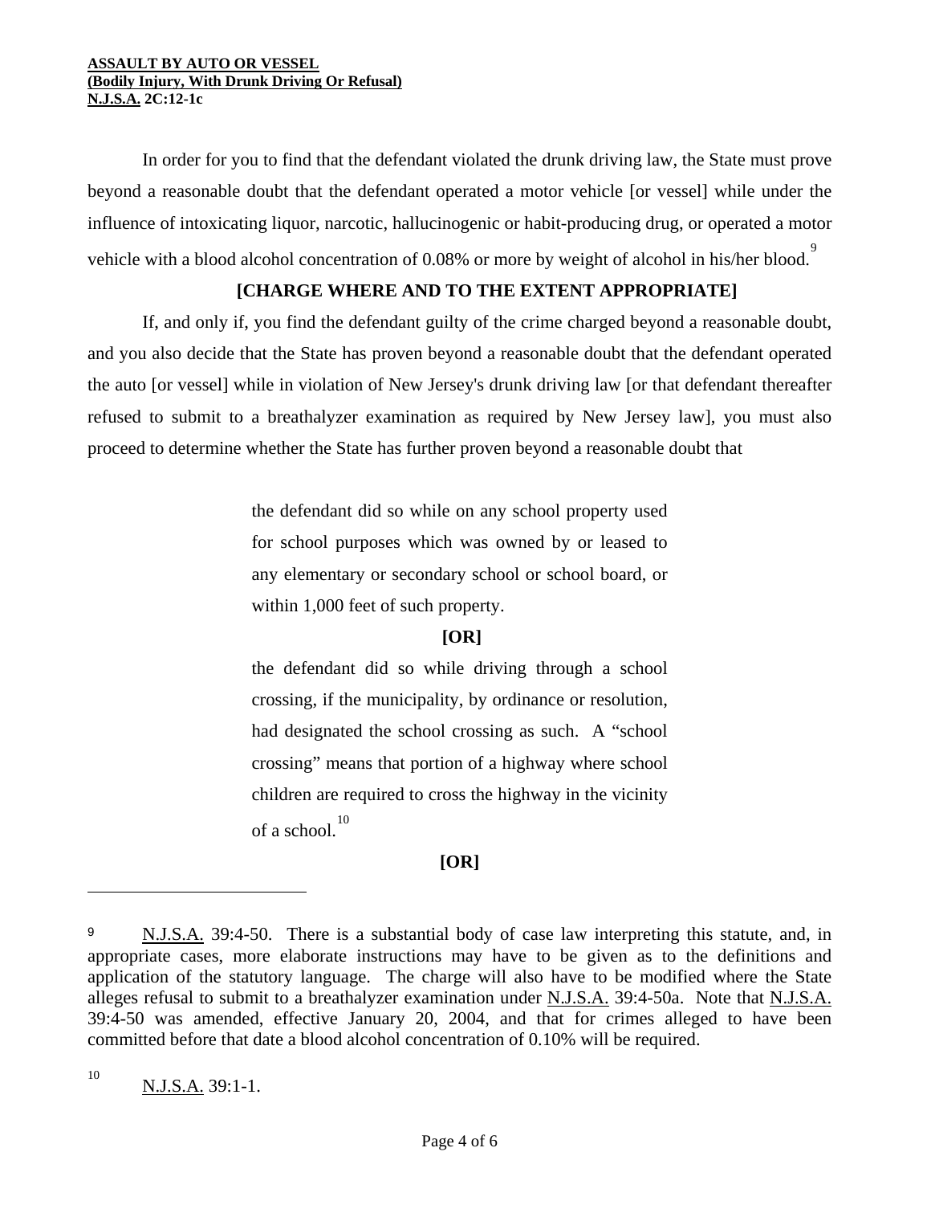In order for you to find that the defendant violated the drunk driving law, the State must prove beyond a reasonable doubt that the defendant operated a motor vehicle [or vessel] while under the influence of intoxicating liquor, narcotic, hallucinogenic or habit-producing drug, or operated a motor vehicle with a blood alcohol concentration of 0.08% or more by weight of alcohol in his/her blood.[9]

**[CHARGE WHERE AND TO THE EXTENT APPROPRIATE]**

If, and only if, you find the defendant guilty of the crime charged beyond a reasonable doubt, and you also decide that the State has proven beyond a reasonable doubt that the defendant operated the auto [or vessel] while in violation of New Jersey's drunk driving law [or that defendant thereafter refused to submit to a breathalyzer examination as required by New Jersey law], you must also proceed to determine whether the State has further proven beyond a reasonable doubt that

> the defendant did so while on any school property used for school purposes which was owned by or leased to any elementary or secondary school or school board, or within 1,000 feet of such property.
>
> **[OR]**
>
> the defendant did so while driving through a school crossing, if the municipality, by ordinance or resolution, had designated the school crossing as such. A "school crossing" means that portion of a highway where school children are required to cross the highway in the vicinity of a school.[10]
>
> **[OR]**

---

[9] N.J.S.A. 39:4-50. There is a substantial body of case law interpreting this statute, and, in appropriate cases, more elaborate instructions may have to be given as to the definitions and application of the statutory language. The charge will also have to be modified where the State alleges refusal to submit to a breathalyzer examination under N.J.S.A. 39:4-50a. Note that N.J.S.A. 39:4-50 was amended, effective January 20, 2004, and that for crimes alleged to have been committed before that date a blood alcohol concentration of 0.10% will be required.

[10] N.J.S.A. 39:1-1.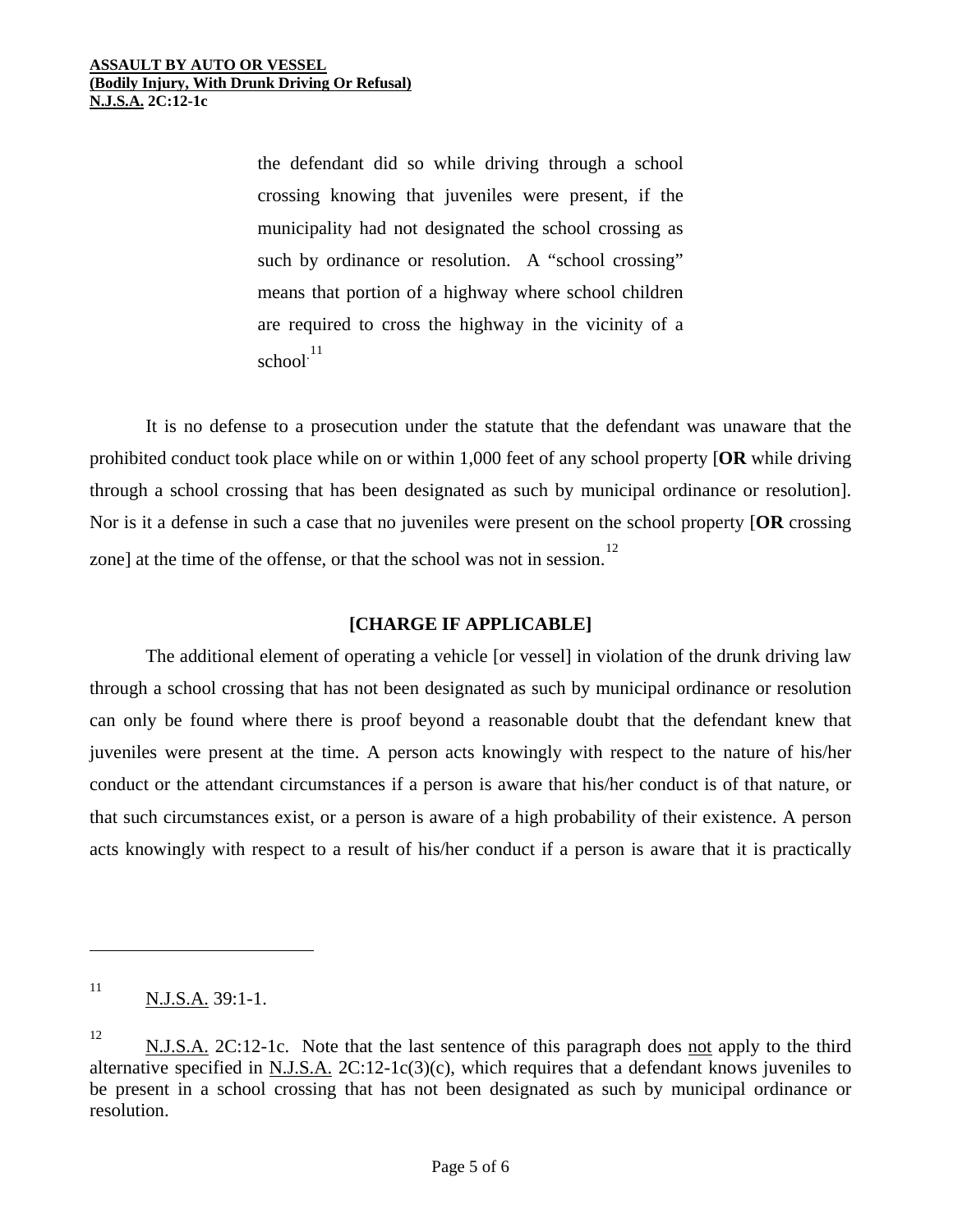> the defendant did so while driving through a school crossing knowing that juveniles were present, if the municipality had not designated the school crossing as such by ordinance or resolution. A "school crossing" means that portion of a highway where school children are required to cross the highway in the vicinity of a school.[11]

It is no defense to a prosecution under the statute that the defendant was unaware that the prohibited conduct took place while on or within 1,000 feet of any school property [**OR** while driving through a school crossing that has been designated as such by municipal ordinance or resolution]. Nor is it a defense in such a case that no juveniles were present on the school property [**OR** crossing zone] at the time of the offense, or that the school was not in session.[12]

**[CHARGE IF APPLICABLE]**

The additional element of operating a vehicle [or vessel] in violation of the drunk driving law through a school crossing that has not been designated as such by municipal ordinance or resolution can only be found where there is proof beyond a reasonable doubt that the defendant knew that juveniles were present at the time. A person acts knowingly with respect to the nature of his/her conduct or the attendant circumstances if a person is aware that his/her conduct is of that nature, or that such circumstances exist, or a person is aware of a high probability of their existence. A person acts knowingly with respect to a result of his/her conduct if a person is aware that it is practically

---

[11] N.J.S.A. 39:1-1.

[12] N.J.S.A. 2C:12-1c. Note that the last sentence of this paragraph does not apply to the third alternative specified in N.J.S.A. 2C:12-1c(3)(c), which requires that a defendant knows juveniles to be present in a school crossing that has not been designated as such by municipal ordinance or resolution.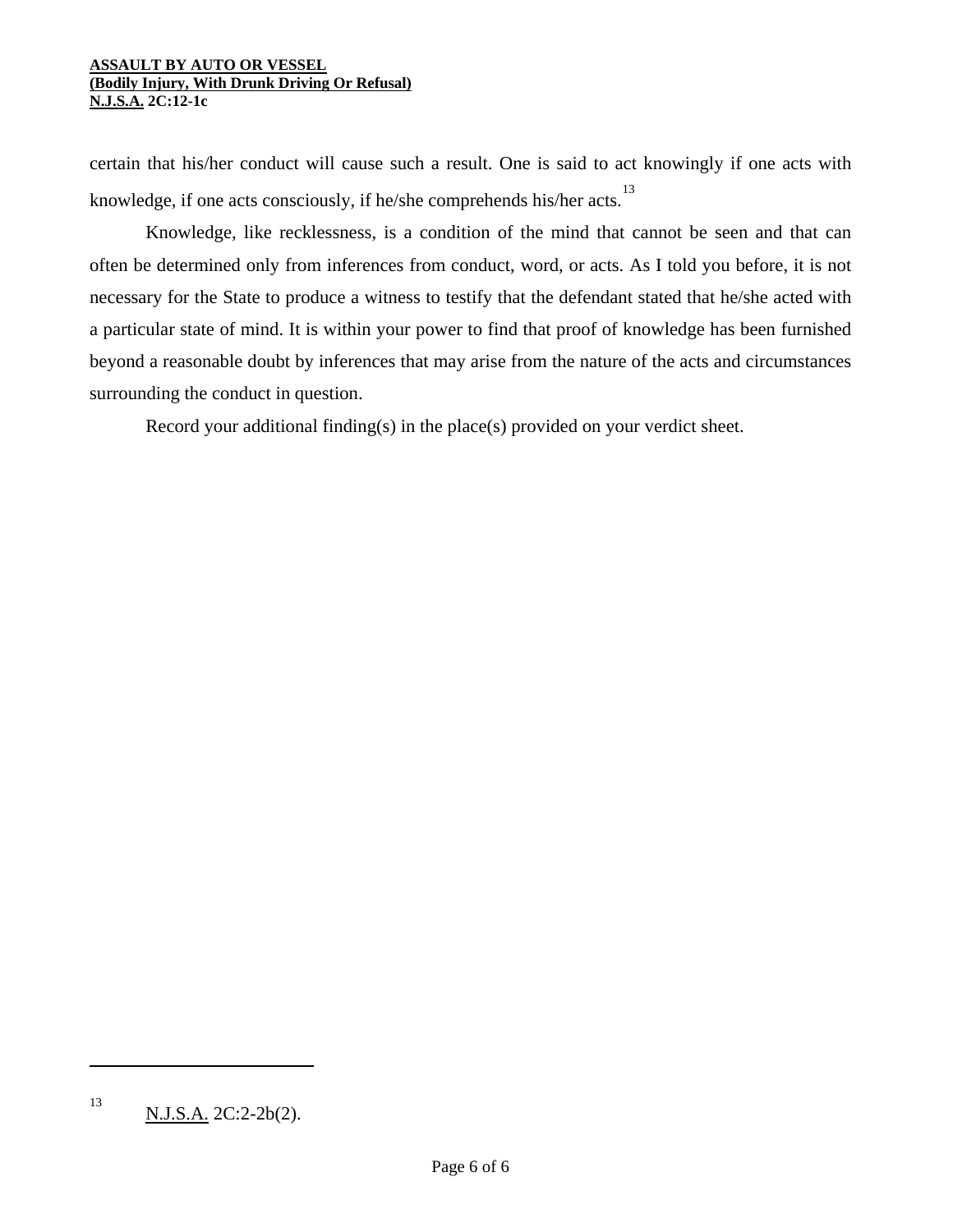certain that his/her conduct will cause such a result. One is said to act knowingly if one acts with knowledge, if one acts consciously, if he/she comprehends his/her acts.[13]

Knowledge, like recklessness, is a condition of the mind that cannot be seen and that can often be determined only from inferences from conduct, word, or acts. As I told you before, it is not necessary for the State to produce a witness to testify that the defendant stated that he/she acted with a particular state of mind. It is within your power to find that proof of knowledge has been furnished beyond a reasonable doubt by inferences that may arise from the nature of the acts and circumstances surrounding the conduct in question.

Record your additional finding(s) in the place(s) provided on your verdict sheet.

---

[13] N.J.S.A. 2C:2-2b(2).